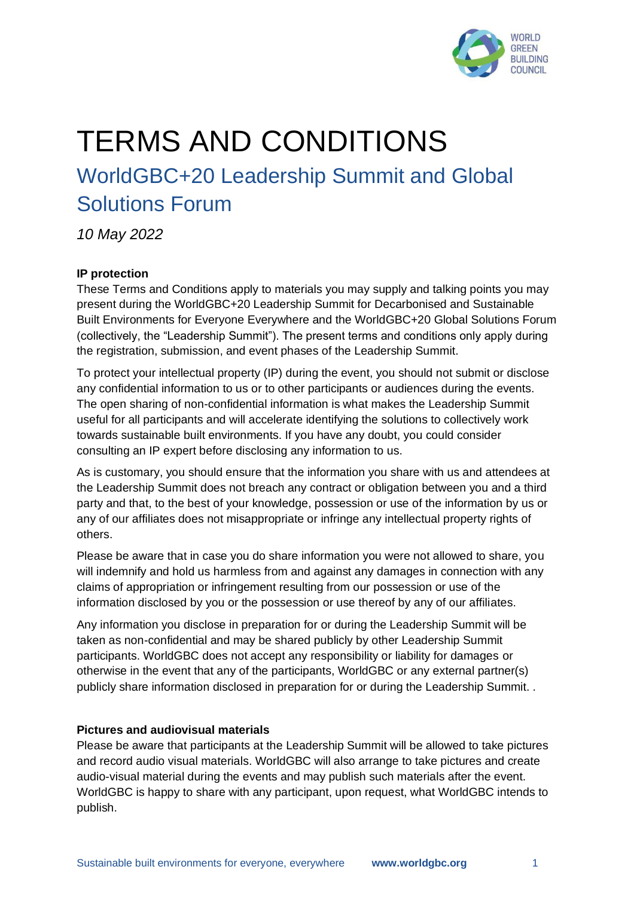# TERMS AND CONDITIONS

## WorldGBC+20 Leadership Summit and Global Solutions Forum

*10 May 2022*

**IP protection**

These Terms and Conditions apply to materials you may supply and talking points you may present during the WorldGBC+20 Leadership Summit for Decarbonised and Sustainable Built Environments for Everyone Everywhere and the WorldGBC+20 Global Solutions Forum (collectively, the "Leadership Summit"). The present terms and conditions only apply during the registration, submission, and event phases of the Leadership Summit.

To protect your intellectual property (IP) during the event, you should not submit or disclose any confidential information to us or to other participants or audiences during the events. The open sharing of non-confidential information is what makes the Leadership Summit useful for all participants and will accelerate identifying the solutions to collectively work towards sustainable built environments. If you have any doubt, you could consider consulting an IP expert before disclosing any information to us.

As is customary, you should ensure that the information you share with us and attendees at the Leadership Summit does not breach any contract or obligation between you and a third party and that, to the best of your knowledge, possession or use of the information by us or any of our affiliates does not misappropriate or infringe any intellectual property rights of others.

Please be aware that in case you do share information you were not allowed to share, you will indemnify and hold us harmless from and against any damages in connection with any claims of appropriation or infringement resulting from our possession or use of the information disclosed by you or the possession or use thereof by any of our affiliates.

Any information you disclose in preparation for or during the Leadership Summit will be taken as non-confidential and may be shared publicly by other Leadership Summit participants. WorldGBC does not accept any responsibility or liability for damages or otherwise in the event that any of the participants, WorldGBC or any external partner(s) publicly share information disclosed in preparation for or during the Leadership Summit. .

**Pictures and audiovisual materials**

Please be aware that participants at the Leadership Summit will be allowed to take pictures and record audio visual materials. WorldGBC will also arrange to take pictures and create audio-visual material during the events and may publish such materials after the event. WorldGBC is happy to share with any participant, upon request, what WorldGBC intends to publish.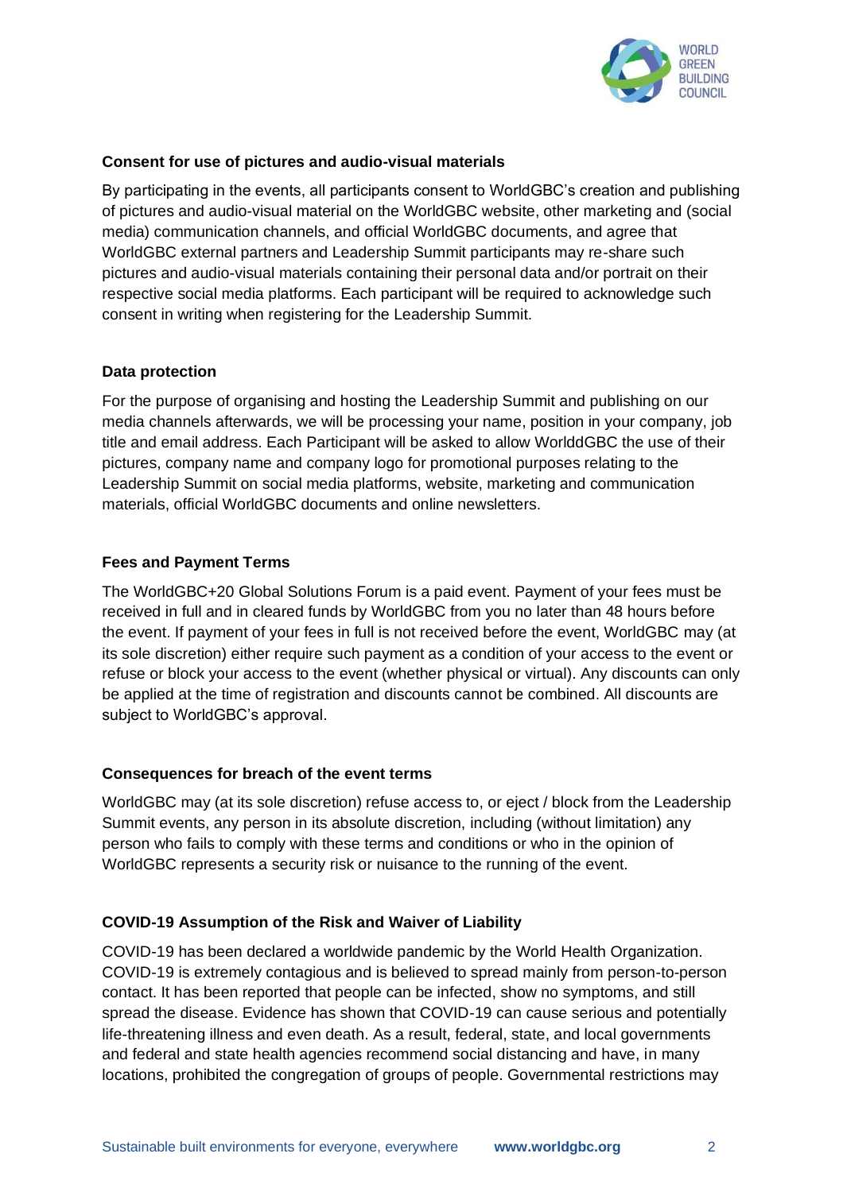**Consent for use of pictures and audio-visual materials**

By participating in the events, all participants consent to WorldGBC's creation and publishing of pictures and audio-visual material on the WorldGBC website, other marketing and (social media) communication channels, and official WorldGBC documents, and agree that WorldGBC external partners and Leadership Summit participants may re-share such pictures and audio-visual materials containing their personal data and/or portrait on their respective social media platforms. Each participant will be required to acknowledge such consent in writing when registering for the Leadership Summit.

**Data protection**

For the purpose of organising and hosting the Leadership Summit and publishing on our media channels afterwards, we will be processing your name, position in your company, job title and email address. Each Participant will be asked to allow WorlddGBC the use of their pictures, company name and company logo for promotional purposes relating to the Leadership Summit on social media platforms, website, marketing and communication materials, official WorldGBC documents and online newsletters.

**Fees and Payment Terms**

The WorldGBC+20 Global Solutions Forum is a paid event. Payment of your fees must be received in full and in cleared funds by WorldGBC from you no later than 48 hours before the event. If payment of your fees in full is not received before the event, WorldGBC may (at its sole discretion) either require such payment as a condition of your access to the event or refuse or block your access to the event (whether physical or virtual). Any discounts can only be applied at the time of registration and discounts cannot be combined. All discounts are subject to WorldGBC's approval.

**Consequences for breach of the event terms**

WorldGBC may (at its sole discretion) refuse access to, or eject / block from the Leadership Summit events, any person in its absolute discretion, including (without limitation) any person who fails to comply with these terms and conditions or who in the opinion of WorldGBC represents a security risk or nuisance to the running of the event.

**COVID-19 Assumption of the Risk and Waiver of Liability**

COVID-19 has been declared a worldwide pandemic by the World Health Organization. COVID-19 is extremely contagious and is believed to spread mainly from person-to-person contact. It has been reported that people can be infected, show no symptoms, and still spread the disease. Evidence has shown that COVID-19 can cause serious and potentially life-threatening illness and even death. As a result, federal, state, and local governments and federal and state health agencies recommend social distancing and have, in many locations, prohibited the congregation of groups of people. Governmental restrictions may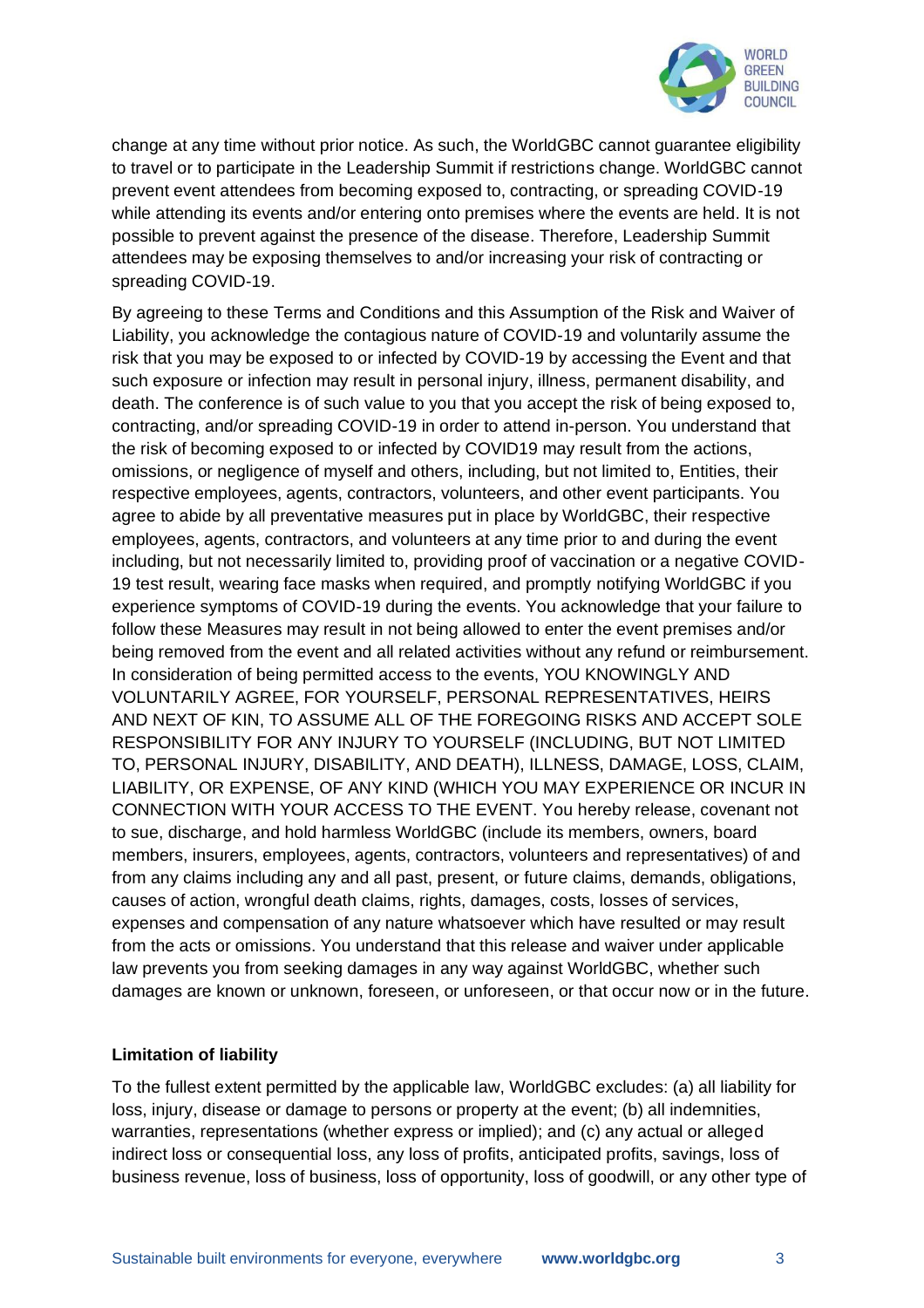change at any time without prior notice. As such, the WorldGBC cannot guarantee eligibility to travel or to participate in the Leadership Summit if restrictions change. WorldGBC cannot prevent event attendees from becoming exposed to, contracting, or spreading COVID-19 while attending its events and/or entering onto premises where the events are held. It is not possible to prevent against the presence of the disease. Therefore, Leadership Summit attendees may be exposing themselves to and/or increasing your risk of contracting or spreading COVID-19.

By agreeing to these Terms and Conditions and this Assumption of the Risk and Waiver of Liability, you acknowledge the contagious nature of COVID-19 and voluntarily assume the risk that you may be exposed to or infected by COVID-19 by accessing the Event and that such exposure or infection may result in personal injury, illness, permanent disability, and death. The conference is of such value to you that you accept the risk of being exposed to, contracting, and/or spreading COVID-19 in order to attend in-person. You understand that the risk of becoming exposed to or infected by COVID19 may result from the actions, omissions, or negligence of myself and others, including, but not limited to, Entities, their respective employees, agents, contractors, volunteers, and other event participants. You agree to abide by all preventative measures put in place by WorldGBC, their respective employees, agents, contractors, and volunteers at any time prior to and during the event including, but not necessarily limited to, providing proof of vaccination or a negative COVID-19 test result, wearing face masks when required, and promptly notifying WorldGBC if you experience symptoms of COVID-19 during the events. You acknowledge that your failure to follow these Measures may result in not being allowed to enter the event premises and/or being removed from the event and all related activities without any refund or reimbursement. In consideration of being permitted access to the events, YOU KNOWINGLY AND VOLUNTARILY AGREE, FOR YOURSELF, PERSONAL REPRESENTATIVES, HEIRS AND NEXT OF KIN, TO ASSUME ALL OF THE FOREGOING RISKS AND ACCEPT SOLE RESPONSIBILITY FOR ANY INJURY TO YOURSELF (INCLUDING, BUT NOT LIMITED TO, PERSONAL INJURY, DISABILITY, AND DEATH), ILLNESS, DAMAGE, LOSS, CLAIM, LIABILITY, OR EXPENSE, OF ANY KIND (WHICH YOU MAY EXPERIENCE OR INCUR IN CONNECTION WITH YOUR ACCESS TO THE EVENT. You hereby release, covenant not to sue, discharge, and hold harmless WorldGBC (include its members, owners, board members, insurers, employees, agents, contractors, volunteers and representatives) of and from any claims including any and all past, present, or future claims, demands, obligations, causes of action, wrongful death claims, rights, damages, costs, losses of services, expenses and compensation of any nature whatsoever which have resulted or may result from the acts or omissions. You understand that this release and waiver under applicable law prevents you from seeking damages in any way against WorldGBC, whether such damages are known or unknown, foreseen, or unforeseen, or that occur now or in the future.

**Limitation of liability**

To the fullest extent permitted by the applicable law, WorldGBC excludes: (a) all liability for loss, injury, disease or damage to persons or property at the event; (b) all indemnities, warranties, representations (whether express or implied); and (c) any actual or alleged indirect loss or consequential loss, any loss of profits, anticipated profits, savings, loss of business revenue, loss of business, loss of opportunity, loss of goodwill, or any other type of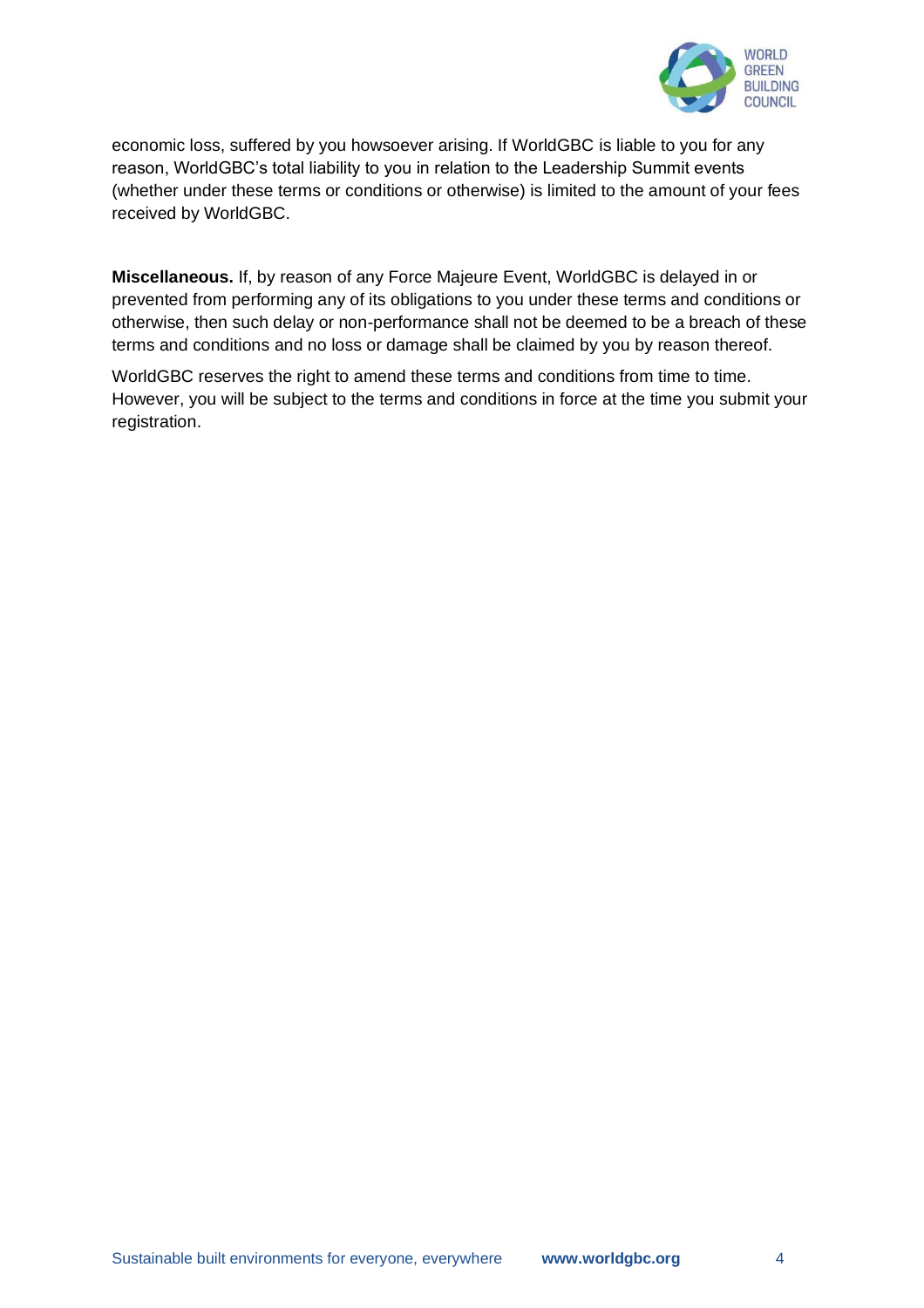economic loss, suffered by you howsoever arising. If WorldGBC is liable to you for any reason, WorldGBC's total liability to you in relation to the Leadership Summit events (whether under these terms or conditions or otherwise) is limited to the amount of your fees received by WorldGBC.

**Miscellaneous.** If, by reason of any Force Majeure Event, WorldGBC is delayed in or prevented from performing any of its obligations to you under these terms and conditions or otherwise, then such delay or non-performance shall not be deemed to be a breach of these terms and conditions and no loss or damage shall be claimed by you by reason thereof.

WorldGBC reserves the right to amend these terms and conditions from time to time. However, you will be subject to the terms and conditions in force at the time you submit your registration.